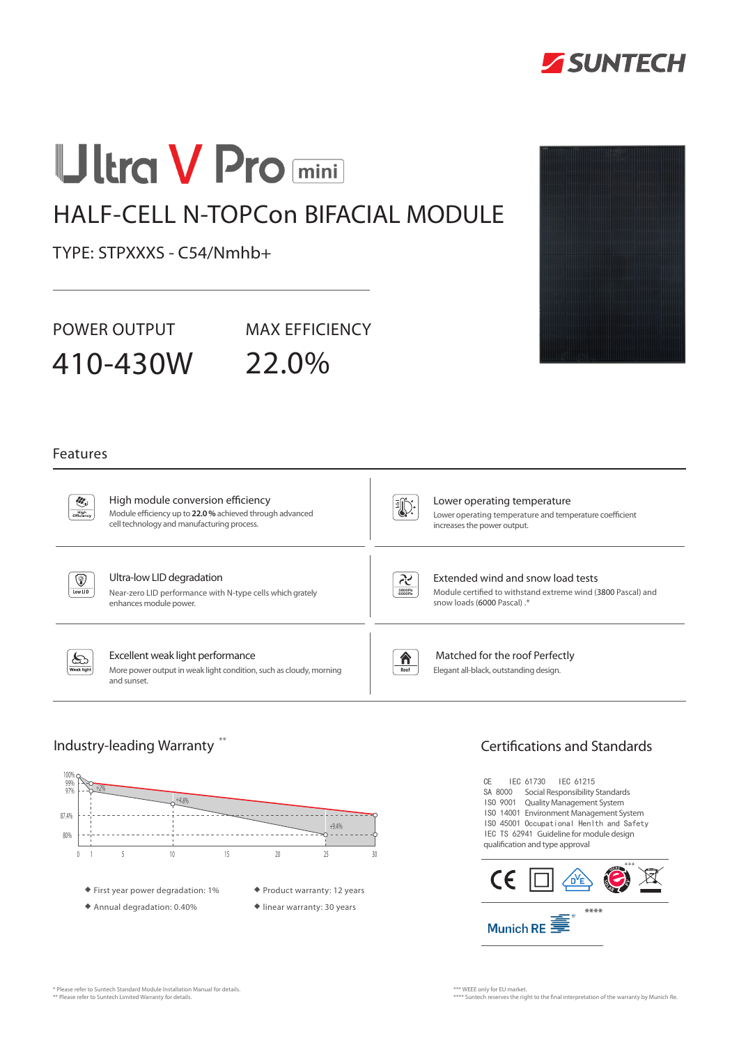SUNTECH

# Ultra V Pro mini

## HALF-CELL N-TOPCon BIFACIAL MODULE

TYPE: STPXXXS - C54/Nmhb+

| POWER OUTPUT | MAX EFFICIENCY |
|---|---|
| 410-430W | 22.0% |

## Features

**High module conversion efficiency**
Module efficiency up to **22.0 %** achieved through advanced cell technology and manufacturing process.

**Lower operating temperature**
Lower operating temperature and temperature coefficient increases the power output.

**Ultra-low LID degradation**
Near-zero LID performance with N-type cells which grately enhances module power.

**Extended wind and snow load tests**
Module certified to withstand extreme wind (3800 Pascal) and snow loads (6000 Pascal) .*

**Excellent weak light performance**
More power output in weak light condition, such as cloudy, morning and sunset.

**Matched for the roof Perfectly**
Elegant all-black, outstanding design.

## Industry-leading Warranty **

100%, 99%, 97%, 87.4%, 80% — 0, 1, 5, 10, 15, 20, 25, 30 — +2%, +4.8%, +9.4%

- First year power degradation: 1%
- Annual degradation: 0.40%
- Product warranty: 12 years
- linear warranty: 30 years

## Certifications and Standards

CE IEC 61730 IEC 61215
SA 8000 Social Responsibility Standards
ISO 9001 Quality Management System
ISO 14001 Environment Management System
ISO 45001 Occupational Health and Safety
IEC TS 62941 Guideline for module design qualification and type approval

***

Munich RE ****

\* Please refer to Suntech Standard Module Installation Manual for details.
\** Please refer to Suntech Limited Warranty for details.
\*** WEEE only for EU market.
\**** Suntech reserves the right to the final interpretation of the warranty by Munich Re.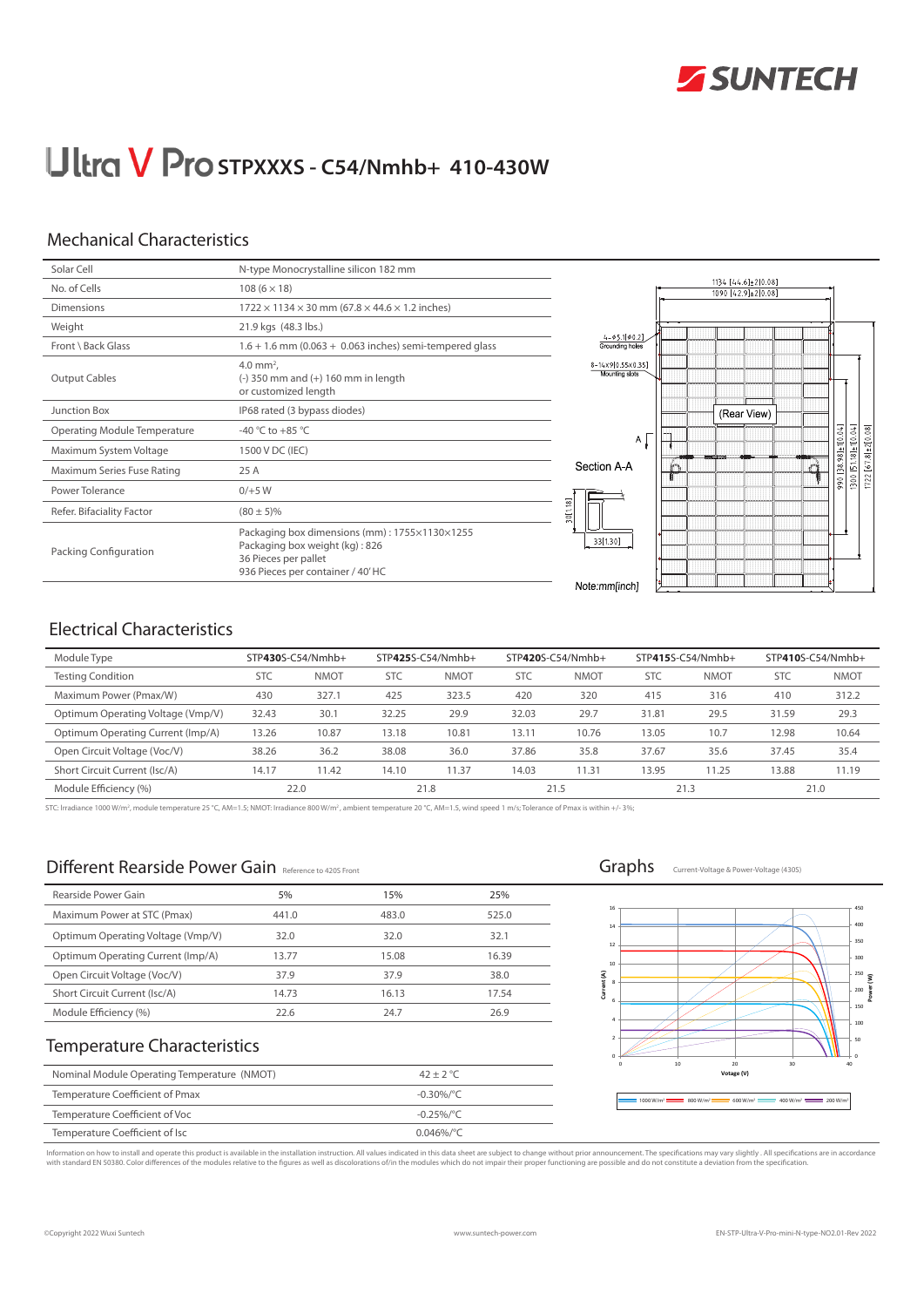SUNTECH

# Ultra V Pro STPXXXS - C54/Nmhb+ 410-430W

## Mechanical Characteristics

| | |
|---|---|
| Solar Cell | N-type Monocrystalline silicon 182 mm |
| No. of Cells | 108 (6 × 18) |
| Dimensions | 1722 × 1134 × 30 mm (67.8 × 44.6 × 1.2 inches) |
| Weight | 21.9 kgs (48.3 lbs.) |
| Front \ Back Glass | 1.6 + 1.6 mm (0.063 + 0.063 inches) semi-tempered glass |
| Output Cables | 4.0 mm², (-) 350 mm and (+) 160 mm in length or customized length |
| Junction Box | IP68 rated (3 bypass diodes) |
| Operating Module Temperature | -40 °C to +85 °C |
| Maximum System Voltage | 1500 V DC (IEC) |
| Maximum Series Fuse Rating | 25 A |
| Power Tolerance | 0/+5 W |
| Refer. Bifaciality Factor | (80 ± 5)% |
| Packing Configuration | Packaging box dimensions (mm) : 1755×1130×1255<br>Packaging box weight (kg) : 826<br>36 Pieces per pallet<br>936 Pieces per container / 40' HC |

1134 [44.6]±2[0.08]
1090 [42.9]±2[0.08]
4-φ5.1[φ0.2] Grounding holes
8-14x9[0.55x0.35] Mounting slots
(Rear View)
A
Section A-A
31[1.18]
33[1.30]
990 [38.98]±1[0.04]
1300 [51.18]±1[0.04]
1722 [67.8]±2[0.08]
Note:mm[inch]

## Electrical Characteristics

| Module Type | STP**430**S-C54/Nmhb+ | | STP**425**S-C54/Nmhb+ | | STP**420**S-C54/Nmhb+ | | STP**415**S-C54/Nmhb+ | | STP**410**S-C54/Nmhb+ | |
|---|---|---|---|---|---|---|---|---|---|---|
| Testing Condition | STC | NMOT | STC | NMOT | STC | NMOT | STC | NMOT | STC | NMOT |
| Maximum Power (Pmax/W) | 430 | 327.1 | 425 | 323.5 | 420 | 320 | 415 | 316 | 410 | 312.2 |
| Optimum Operating Voltage (Vmp/V) | 32.43 | 30.1 | 32.25 | 29.9 | 32.03 | 29.7 | 31.81 | 29.5 | 31.59 | 29.3 |
| Optimum Operating Current (Imp/A) | 13.26 | 10.87 | 13.18 | 10.81 | 13.11 | 10.76 | 13.05 | 10.7 | 12.98 | 10.64 |
| Open Circuit Voltage (Voc/V) | 38.26 | 36.2 | 38.08 | 36.0 | 37.86 | 35.8 | 37.67 | 35.6 | 37.45 | 35.4 |
| Short Circuit Current (Isc/A) | 14.17 | 11.42 | 14.10 | 11.37 | 14.03 | 11.31 | 13.95 | 11.25 | 13.88 | 11.19 |
| Module Efficiency (%) | 22.0 | | 21.8 | | 21.5 | | 21.3 | | 21.0 | |

STC: Irradiance 1000 W/m², module temperature 25 °C, AM=1.5; NMOT: Irradiance 800 W/m², ambient temperature 20 °C, AM=1.5, wind speed 1 m/s; Tolerance of Pmax is within +/- 3%;

## Different Rearside Power Gain

Reference to 420S Front

| Rearside Power Gain | 5% | 15% | 25% |
|---|---|---|---|
| Maximum Power at STC (Pmax) | 441.0 | 483.0 | 525.0 |
| Optimum Operating Voltage (Vmp/V) | 32.0 | 32.0 | 32.1 |
| Optimum Operating Current (Imp/A) | 13.77 | 15.08 | 16.39 |
| Open Circuit Voltage (Voc/V) | 37.9 | 37.9 | 38.0 |
| Short Circuit Current (Isc/A) | 14.73 | 16.13 | 17.54 |
| Module Efficiency (%) | 22.6 | 24.7 | 26.9 |

## Temperature Characteristics

| | |
|---|---|
| Nominal Module Operating Temperature (NMOT) | 42 ± 2 °C |
| Temperature Coefficient of Pmax | -0.30%/°C |
| Temperature Coefficient of Voc | -0.25%/°C |
| Temperature Coefficient of Isc | 0.046%/°C |

## Graphs

Current-Voltage & Power-Voltage (430S)

Current (A)
Power (W)
Voltage (V)
1000 W/m² 800 W/m² 600 W/m² 400 W/m² 200 W/m²

Information on how to install and operate this product is available in the installation instruction. All values indicated in this data sheet are subject to change without prior announcement. The specifications may vary slightly . All specifications are in accordance with standard EN 50380. Color differences of the modules relative to the figures as well as discolorations of/in the modules which do not impair their proper functioning are possible and do not constitute a deviation from the specification.

©Copyright 2022 Wuxi Suntech www.suntech-power.com EN-STP-Ultra-V-Pro-mini-N-type-NO2.01-Rev 2022